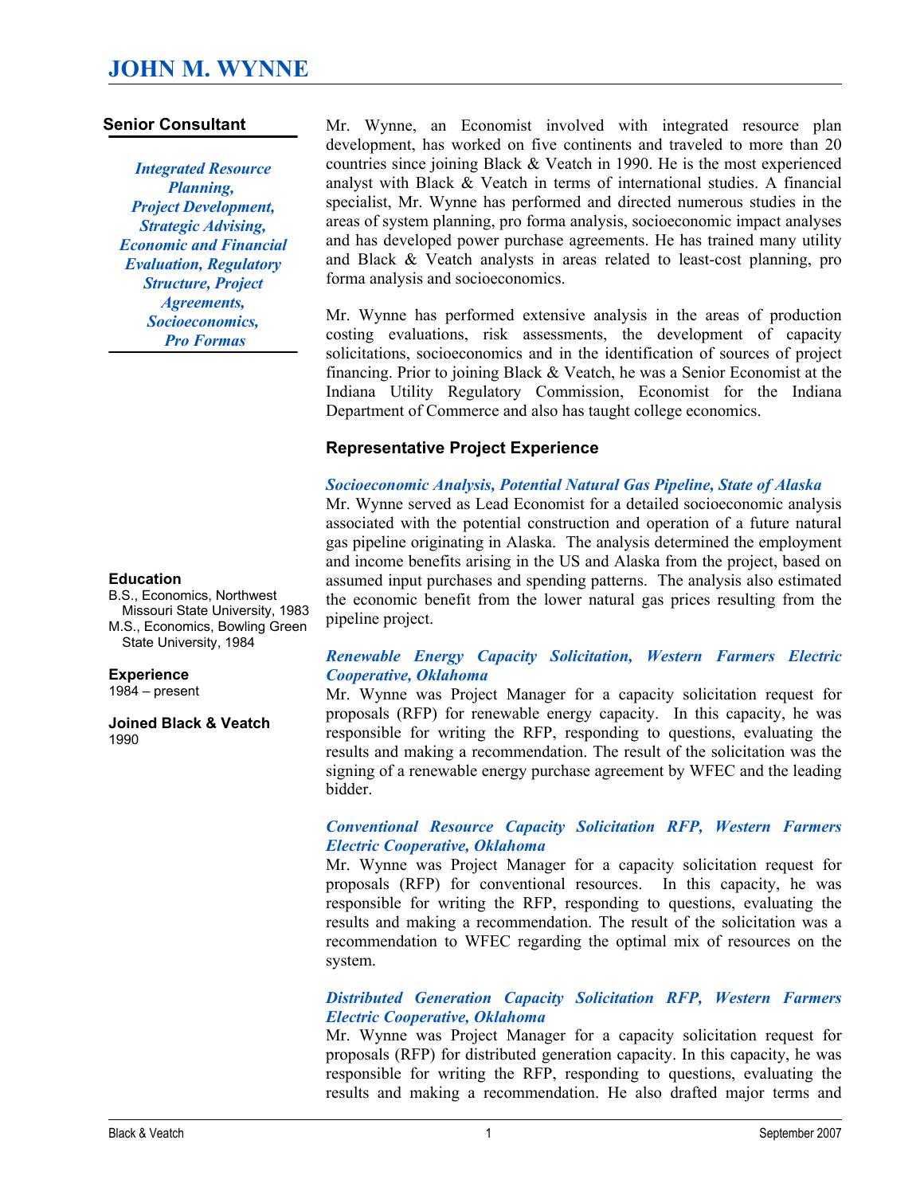# JOHN M. WYNNE

## Senior Consultant

***Integrated Resource Planning, Project Development, Strategic Advising, Economic and Financial Evaluation, Regulatory Structure, Project Agreements, Socioeconomics, Pro Formas***

**Education**
B.S., Economics, Northwest Missouri State University, 1983
M.S., Economics, Bowling Green State University, 1984

**Experience**
1984 – present

**Joined Black & Veatch**
1990

Mr. Wynne, an Economist involved with integrated resource plan development, has worked on five continents and traveled to more than 20 countries since joining Black & Veatch in 1990. He is the most experienced analyst with Black & Veatch in terms of international studies. A financial specialist, Mr. Wynne has performed and directed numerous studies in the areas of system planning, pro forma analysis, socioeconomic impact analyses and has developed power purchase agreements. He has trained many utility and Black & Veatch analysts in areas related to least-cost planning, pro forma analysis and socioeconomics.

Mr. Wynne has performed extensive analysis in the areas of production costing evaluations, risk assessments, the development of capacity solicitations, socioeconomics and in the identification of sources of project financing. Prior to joining Black & Veatch, he was a Senior Economist at the Indiana Utility Regulatory Commission, Economist for the Indiana Department of Commerce and also has taught college economics.

## Representative Project Experience

***Socioeconomic Analysis, Potential Natural Gas Pipeline, State of Alaska***
Mr. Wynne served as Lead Economist for a detailed socioeconomic analysis associated with the potential construction and operation of a future natural gas pipeline originating in Alaska. The analysis determined the employment and income benefits arising in the US and Alaska from the project, based on assumed input purchases and spending patterns. The analysis also estimated the economic benefit from the lower natural gas prices resulting from the pipeline project.

***Renewable Energy Capacity Solicitation, Western Farmers Electric Cooperative, Oklahoma***
Mr. Wynne was Project Manager for a capacity solicitation request for proposals (RFP) for renewable energy capacity. In this capacity, he was responsible for writing the RFP, responding to questions, evaluating the results and making a recommendation. The result of the solicitation was the signing of a renewable energy purchase agreement by WFEC and the leading bidder.

***Conventional Resource Capacity Solicitation RFP, Western Farmers Electric Cooperative, Oklahoma***
Mr. Wynne was Project Manager for a capacity solicitation request for proposals (RFP) for conventional resources. In this capacity, he was responsible for writing the RFP, responding to questions, evaluating the results and making a recommendation. The result of the solicitation was a recommendation to WFEC regarding the optimal mix of resources on the system.

***Distributed Generation Capacity Solicitation RFP, Western Farmers Electric Cooperative, Oklahoma***
Mr. Wynne was Project Manager for a capacity solicitation request for proposals (RFP) for distributed generation capacity. In this capacity, he was responsible for writing the RFP, responding to questions, evaluating the results and making a recommendation. He also drafted major terms and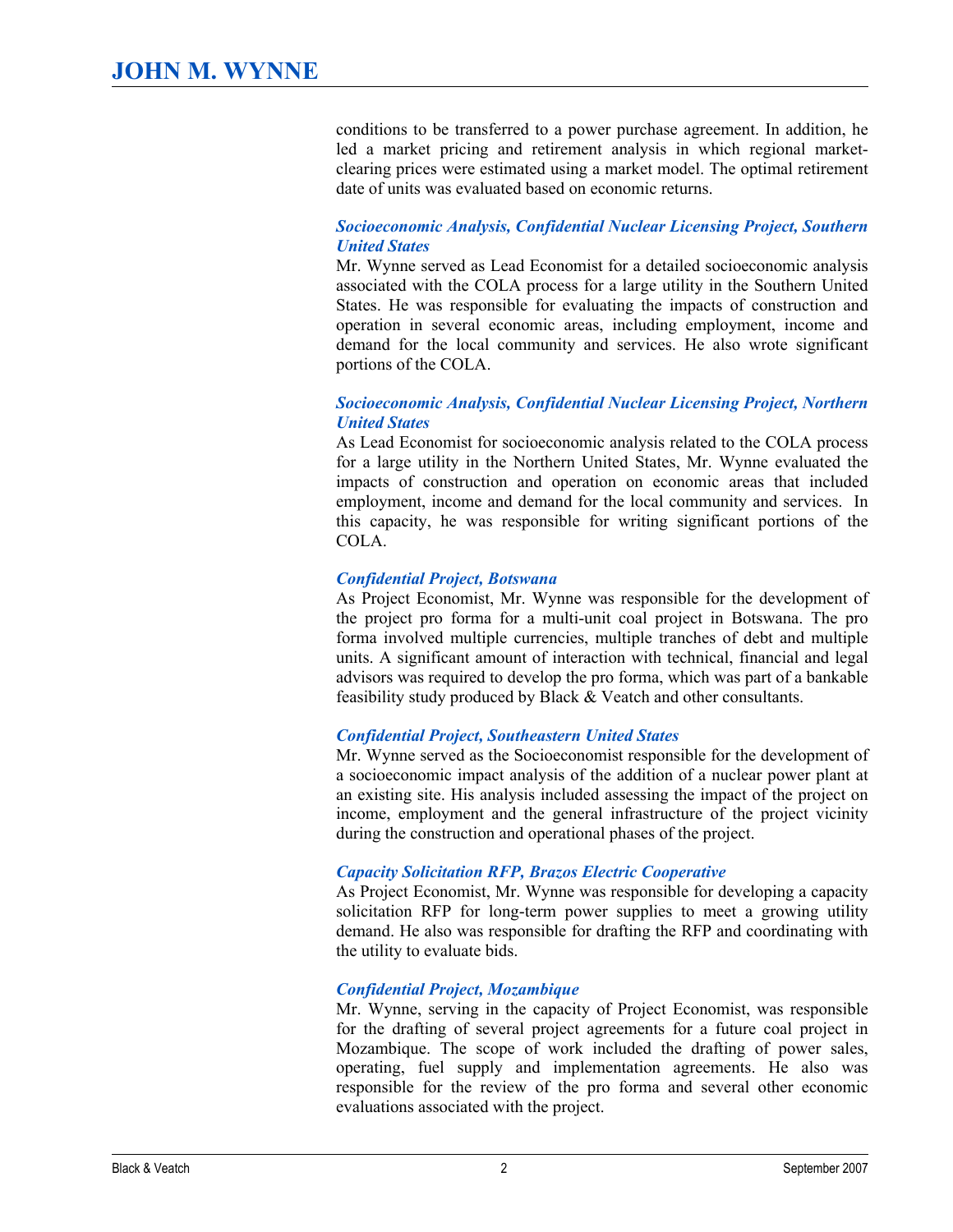conditions to be transferred to a power purchase agreement. In addition, he led a market pricing and retirement analysis in which regional market-clearing prices were estimated using a market model. The optimal retirement date of units was evaluated based on economic returns.

***Socioeconomic Analysis, Confidential Nuclear Licensing Project, Southern United States***

Mr. Wynne served as Lead Economist for a detailed socioeconomic analysis associated with the COLA process for a large utility in the Southern United States. He was responsible for evaluating the impacts of construction and operation in several economic areas, including employment, income and demand for the local community and services. He also wrote significant portions of the COLA.

***Socioeconomic Analysis, Confidential Nuclear Licensing Project, Northern United States***

As Lead Economist for socioeconomic analysis related to the COLA process for a large utility in the Northern United States, Mr. Wynne evaluated the impacts of construction and operation on economic areas that included employment, income and demand for the local community and services. In this capacity, he was responsible for writing significant portions of the COLA.

***Confidential Project, Botswana***

As Project Economist, Mr. Wynne was responsible for the development of the project pro forma for a multi-unit coal project in Botswana. The pro forma involved multiple currencies, multiple tranches of debt and multiple units. A significant amount of interaction with technical, financial and legal advisors was required to develop the pro forma, which was part of a bankable feasibility study produced by Black & Veatch and other consultants.

***Confidential Project, Southeastern United States***

Mr. Wynne served as the Socioeconomist responsible for the development of a socioeconomic impact analysis of the addition of a nuclear power plant at an existing site. His analysis included assessing the impact of the project on income, employment and the general infrastructure of the project vicinity during the construction and operational phases of the project.

***Capacity Solicitation RFP, Brazos Electric Cooperative***

As Project Economist, Mr. Wynne was responsible for developing a capacity solicitation RFP for long-term power supplies to meet a growing utility demand. He also was responsible for drafting the RFP and coordinating with the utility to evaluate bids.

***Confidential Project, Mozambique***

Mr. Wynne, serving in the capacity of Project Economist, was responsible for the drafting of several project agreements for a future coal project in Mozambique. The scope of work included the drafting of power sales, operating, fuel supply and implementation agreements. He also was responsible for the review of the pro forma and several other economic evaluations associated with the project.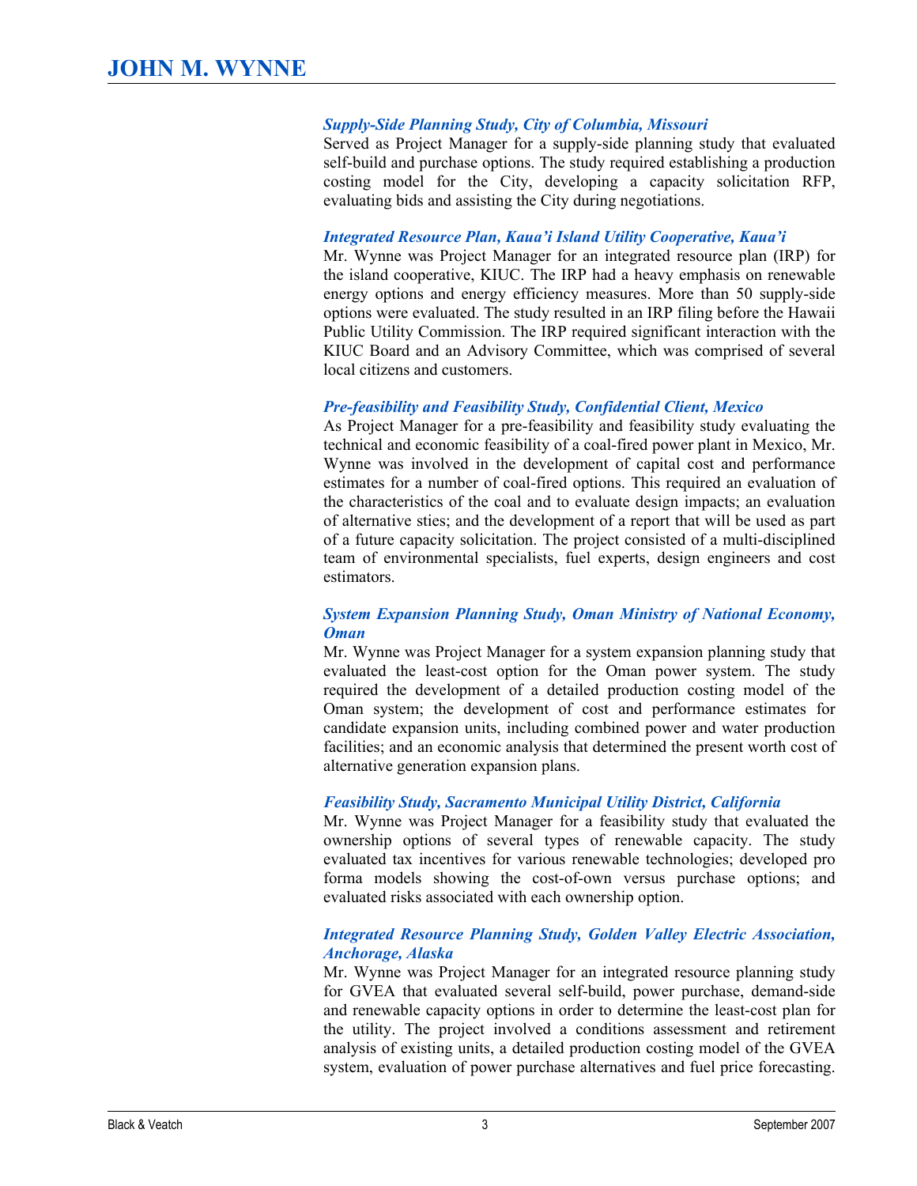***Supply-Side Planning Study, City of Columbia, Missouri***

Served as Project Manager for a supply-side planning study that evaluated self-build and purchase options. The study required establishing a production costing model for the City, developing a capacity solicitation RFP, evaluating bids and assisting the City during negotiations.

***Integrated Resource Plan, Kaua'i Island Utility Cooperative, Kaua'i***

Mr. Wynne was Project Manager for an integrated resource plan (IRP) for the island cooperative, KIUC. The IRP had a heavy emphasis on renewable energy options and energy efficiency measures. More than 50 supply-side options were evaluated. The study resulted in an IRP filing before the Hawaii Public Utility Commission. The IRP required significant interaction with the KIUC Board and an Advisory Committee, which was comprised of several local citizens and customers.

***Pre-feasibility and Feasibility Study, Confidential Client, Mexico***

As Project Manager for a pre-feasibility and feasibility study evaluating the technical and economic feasibility of a coal-fired power plant in Mexico, Mr. Wynne was involved in the development of capital cost and performance estimates for a number of coal-fired options. This required an evaluation of the characteristics of the coal and to evaluate design impacts; an evaluation of alternative sties; and the development of a report that will be used as part of a future capacity solicitation. The project consisted of a multi-disciplined team of environmental specialists, fuel experts, design engineers and cost estimators.

***System Expansion Planning Study, Oman Ministry of National Economy, Oman***

Mr. Wynne was Project Manager for a system expansion planning study that evaluated the least-cost option for the Oman power system. The study required the development of a detailed production costing model of the Oman system; the development of cost and performance estimates for candidate expansion units, including combined power and water production facilities; and an economic analysis that determined the present worth cost of alternative generation expansion plans.

***Feasibility Study, Sacramento Municipal Utility District, California***

Mr. Wynne was Project Manager for a feasibility study that evaluated the ownership options of several types of renewable capacity. The study evaluated tax incentives for various renewable technologies; developed pro forma models showing the cost-of-own versus purchase options; and evaluated risks associated with each ownership option.

***Integrated Resource Planning Study, Golden Valley Electric Association, Anchorage, Alaska***

Mr. Wynne was Project Manager for an integrated resource planning study for GVEA that evaluated several self-build, power purchase, demand-side and renewable capacity options in order to determine the least-cost plan for the utility. The project involved a conditions assessment and retirement analysis of existing units, a detailed production costing model of the GVEA system, evaluation of power purchase alternatives and fuel price forecasting.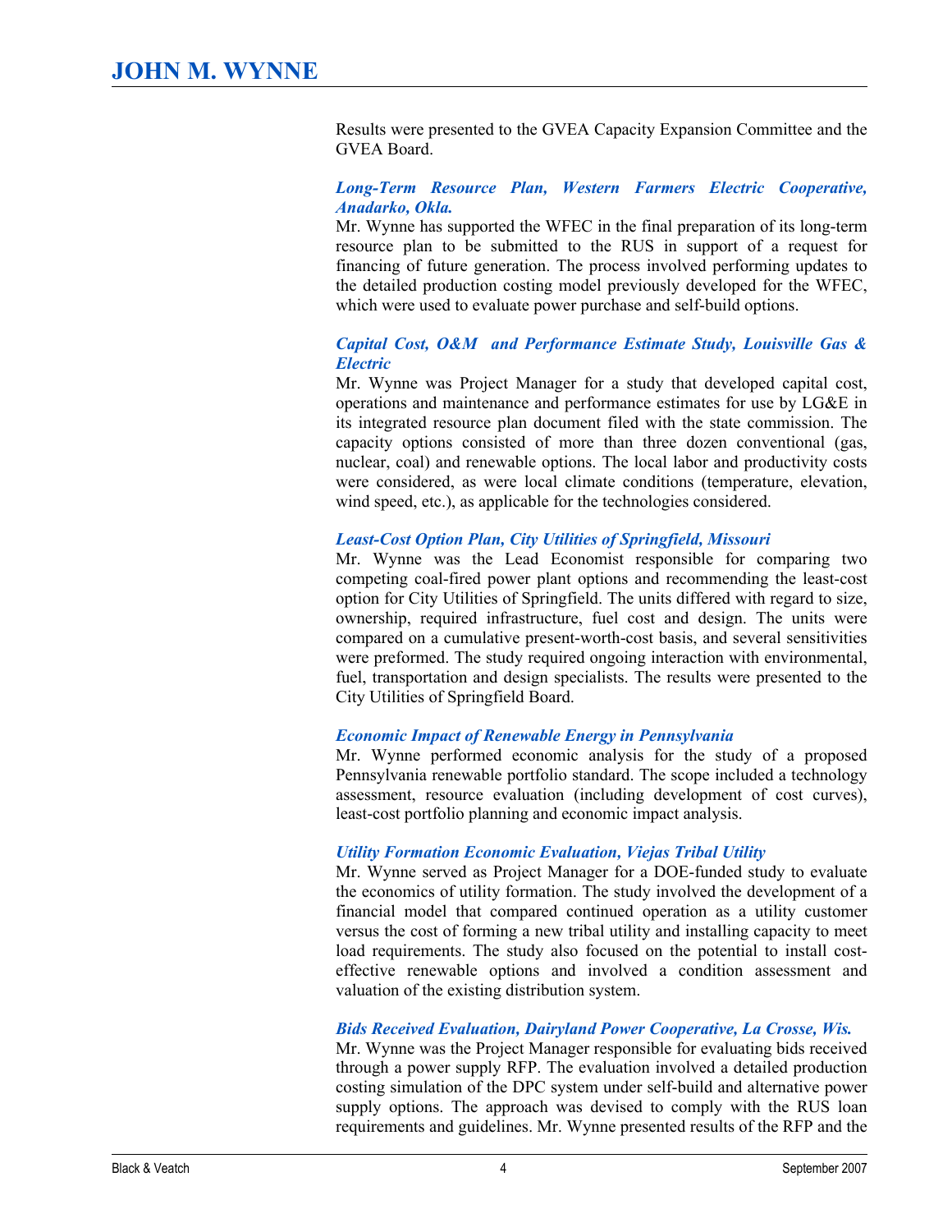Results were presented to the GVEA Capacity Expansion Committee and the GVEA Board.

***Long-Term Resource Plan, Western Farmers Electric Cooperative, Anadarko, Okla.***

Mr. Wynne has supported the WFEC in the final preparation of its long-term resource plan to be submitted to the RUS in support of a request for financing of future generation. The process involved performing updates to the detailed production costing model previously developed for the WFEC, which were used to evaluate power purchase and self-build options.

***Capital Cost, O&M and Performance Estimate Study, Louisville Gas & Electric***

Mr. Wynne was Project Manager for a study that developed capital cost, operations and maintenance and performance estimates for use by LG&E in its integrated resource plan document filed with the state commission. The capacity options consisted of more than three dozen conventional (gas, nuclear, coal) and renewable options. The local labor and productivity costs were considered, as were local climate conditions (temperature, elevation, wind speed, etc.), as applicable for the technologies considered.

***Least-Cost Option Plan, City Utilities of Springfield, Missouri***

Mr. Wynne was the Lead Economist responsible for comparing two competing coal-fired power plant options and recommending the least-cost option for City Utilities of Springfield. The units differed with regard to size, ownership, required infrastructure, fuel cost and design. The units were compared on a cumulative present-worth-cost basis, and several sensitivities were preformed. The study required ongoing interaction with environmental, fuel, transportation and design specialists. The results were presented to the City Utilities of Springfield Board.

***Economic Impact of Renewable Energy in Pennsylvania***

Mr. Wynne performed economic analysis for the study of a proposed Pennsylvania renewable portfolio standard. The scope included a technology assessment, resource evaluation (including development of cost curves), least-cost portfolio planning and economic impact analysis.

***Utility Formation Economic Evaluation, Viejas Tribal Utility***

Mr. Wynne served as Project Manager for a DOE-funded study to evaluate the economics of utility formation. The study involved the development of a financial model that compared continued operation as a utility customer versus the cost of forming a new tribal utility and installing capacity to meet load requirements. The study also focused on the potential to install cost-effective renewable options and involved a condition assessment and valuation of the existing distribution system.

***Bids Received Evaluation, Dairyland Power Cooperative, La Crosse, Wis.***

Mr. Wynne was the Project Manager responsible for evaluating bids received through a power supply RFP. The evaluation involved a detailed production costing simulation of the DPC system under self-build and alternative power supply options. The approach was devised to comply with the RUS loan requirements and guidelines. Mr. Wynne presented results of the RFP and the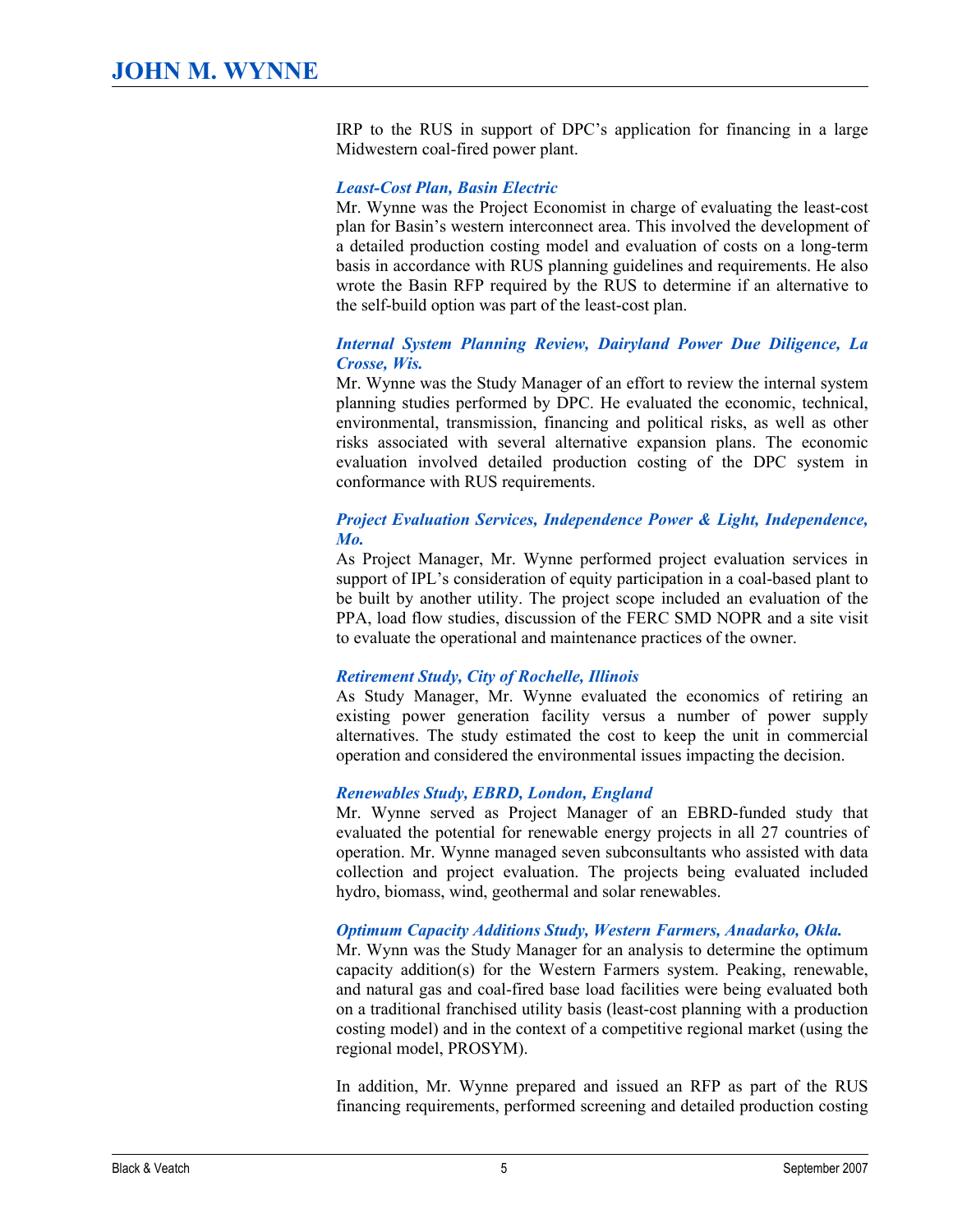IRP to the RUS in support of DPC's application for financing in a large Midwestern coal-fired power plant.

***Least-Cost Plan, Basin Electric***
Mr. Wynne was the Project Economist in charge of evaluating the least-cost plan for Basin's western interconnect area. This involved the development of a detailed production costing model and evaluation of costs on a long-term basis in accordance with RUS planning guidelines and requirements. He also wrote the Basin RFP required by the RUS to determine if an alternative to the self-build option was part of the least-cost plan.

***Internal System Planning Review, Dairyland Power Due Diligence, La Crosse, Wis.***
Mr. Wynne was the Study Manager of an effort to review the internal system planning studies performed by DPC. He evaluated the economic, technical, environmental, transmission, financing and political risks, as well as other risks associated with several alternative expansion plans. The economic evaluation involved detailed production costing of the DPC system in conformance with RUS requirements.

***Project Evaluation Services, Independence Power & Light, Independence, Mo.***
As Project Manager, Mr. Wynne performed project evaluation services in support of IPL's consideration of equity participation in a coal-based plant to be built by another utility. The project scope included an evaluation of the PPA, load flow studies, discussion of the FERC SMD NOPR and a site visit to evaluate the operational and maintenance practices of the owner.

***Retirement Study, City of Rochelle, Illinois***
As Study Manager, Mr. Wynne evaluated the economics of retiring an existing power generation facility versus a number of power supply alternatives. The study estimated the cost to keep the unit in commercial operation and considered the environmental issues impacting the decision.

***Renewables Study, EBRD, London, England***
Mr. Wynne served as Project Manager of an EBRD-funded study that evaluated the potential for renewable energy projects in all 27 countries of operation. Mr. Wynne managed seven subconsultants who assisted with data collection and project evaluation. The projects being evaluated included hydro, biomass, wind, geothermal and solar renewables.

***Optimum Capacity Additions Study, Western Farmers, Anadarko, Okla.***
Mr. Wynn was the Study Manager for an analysis to determine the optimum capacity addition(s) for the Western Farmers system. Peaking, renewable, and natural gas and coal-fired base load facilities were being evaluated both on a traditional franchised utility basis (least-cost planning with a production costing model) and in the context of a competitive regional market (using the regional model, PROSYM).

In addition, Mr. Wynne prepared and issued an RFP as part of the RUS financing requirements, performed screening and detailed production costing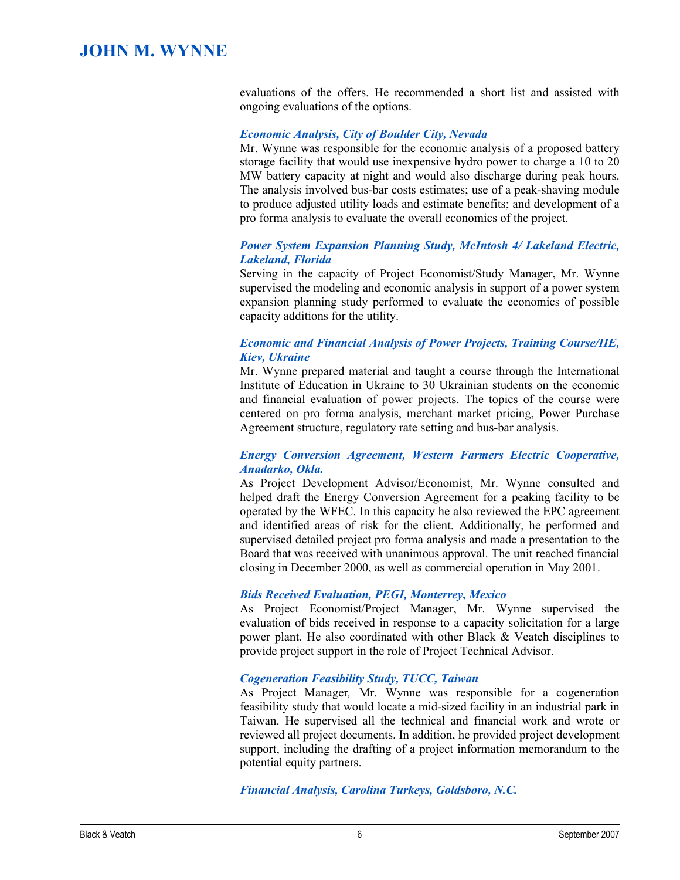evaluations of the offers. He recommended a short list and assisted with ongoing evaluations of the options.

***Economic Analysis, City of Boulder City, Nevada***

Mr. Wynne was responsible for the economic analysis of a proposed battery storage facility that would use inexpensive hydro power to charge a 10 to 20 MW battery capacity at night and would also discharge during peak hours. The analysis involved bus-bar costs estimates; use of a peak-shaving module to produce adjusted utility loads and estimate benefits; and development of a pro forma analysis to evaluate the overall economics of the project.

***Power System Expansion Planning Study, McIntosh 4/ Lakeland Electric, Lakeland, Florida***

Serving in the capacity of Project Economist/Study Manager, Mr. Wynne supervised the modeling and economic analysis in support of a power system expansion planning study performed to evaluate the economics of possible capacity additions for the utility.

***Economic and Financial Analysis of Power Projects, Training Course/IIE, Kiev, Ukraine***

Mr. Wynne prepared material and taught a course through the International Institute of Education in Ukraine to 30 Ukrainian students on the economic and financial evaluation of power projects. The topics of the course were centered on pro forma analysis, merchant market pricing, Power Purchase Agreement structure, regulatory rate setting and bus-bar analysis.

***Energy Conversion Agreement, Western Farmers Electric Cooperative, Anadarko, Okla.***

As Project Development Advisor/Economist, Mr. Wynne consulted and helped draft the Energy Conversion Agreement for a peaking facility to be operated by the WFEC. In this capacity he also reviewed the EPC agreement and identified areas of risk for the client. Additionally, he performed and supervised detailed project pro forma analysis and made a presentation to the Board that was received with unanimous approval. The unit reached financial closing in December 2000, as well as commercial operation in May 2001.

***Bids Received Evaluation, PEGI, Monterrey, Mexico***

As Project Economist/Project Manager, Mr. Wynne supervised the evaluation of bids received in response to a capacity solicitation for a large power plant. He also coordinated with other Black & Veatch disciplines to provide project support in the role of Project Technical Advisor.

***Cogeneration Feasibility Study, TUCC, Taiwan***

As Project Manager, Mr. Wynne was responsible for a cogeneration feasibility study that would locate a mid-sized facility in an industrial park in Taiwan. He supervised all the technical and financial work and wrote or reviewed all project documents. In addition, he provided project development support, including the drafting of a project information memorandum to the potential equity partners.

***Financial Analysis, Carolina Turkeys, Goldsboro, N.C.***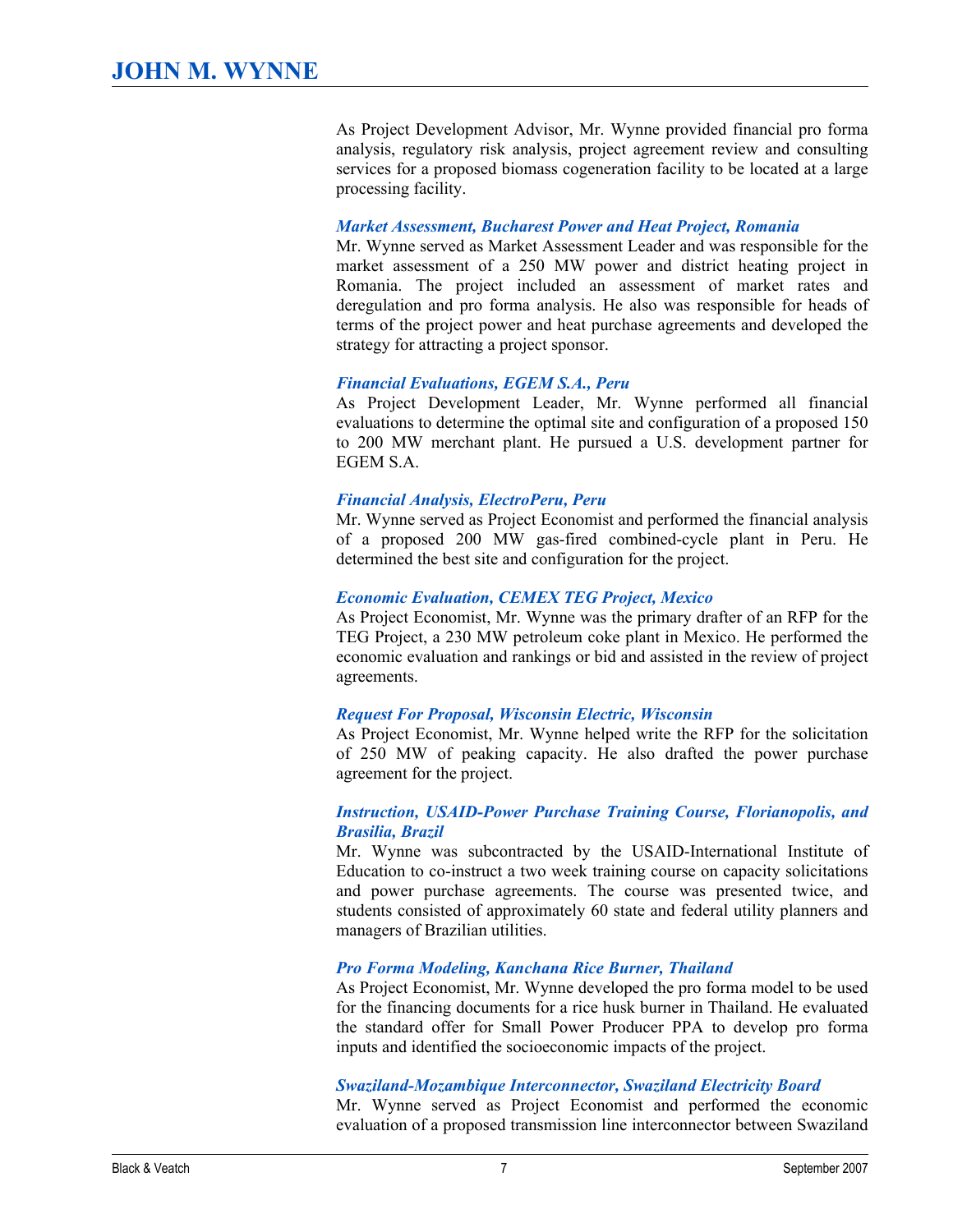As Project Development Advisor, Mr. Wynne provided financial pro forma analysis, regulatory risk analysis, project agreement review and consulting services for a proposed biomass cogeneration facility to be located at a large processing facility.

***Market Assessment, Bucharest Power and Heat Project, Romania***
Mr. Wynne served as Market Assessment Leader and was responsible for the market assessment of a 250 MW power and district heating project in Romania. The project included an assessment of market rates and deregulation and pro forma analysis. He also was responsible for heads of terms of the project power and heat purchase agreements and developed the strategy for attracting a project sponsor.

***Financial Evaluations, EGEM S.A., Peru***
As Project Development Leader, Mr. Wynne performed all financial evaluations to determine the optimal site and configuration of a proposed 150 to 200 MW merchant plant. He pursued a U.S. development partner for EGEM S.A.

***Financial Analysis, ElectroPeru, Peru***
Mr. Wynne served as Project Economist and performed the financial analysis of a proposed 200 MW gas-fired combined-cycle plant in Peru. He determined the best site and configuration for the project.

***Economic Evaluation, CEMEX TEG Project, Mexico***
As Project Economist, Mr. Wynne was the primary drafter of an RFP for the TEG Project, a 230 MW petroleum coke plant in Mexico. He performed the economic evaluation and rankings or bid and assisted in the review of project agreements.

***Request For Proposal, Wisconsin Electric, Wisconsin***
As Project Economist, Mr. Wynne helped write the RFP for the solicitation of 250 MW of peaking capacity. He also drafted the power purchase agreement for the project.

***Instruction, USAID-Power Purchase Training Course, Florianopolis, and Brasilia, Brazil***
Mr. Wynne was subcontracted by the USAID-International Institute of Education to co-instruct a two week training course on capacity solicitations and power purchase agreements. The course was presented twice, and students consisted of approximately 60 state and federal utility planners and managers of Brazilian utilities.

***Pro Forma Modeling, Kanchana Rice Burner, Thailand***
As Project Economist, Mr. Wynne developed the pro forma model to be used for the financing documents for a rice husk burner in Thailand. He evaluated the standard offer for Small Power Producer PPA to develop pro forma inputs and identified the socioeconomic impacts of the project.

***Swaziland-Mozambique Interconnector, Swaziland Electricity Board***
Mr. Wynne served as Project Economist and performed the economic evaluation of a proposed transmission line interconnector between Swaziland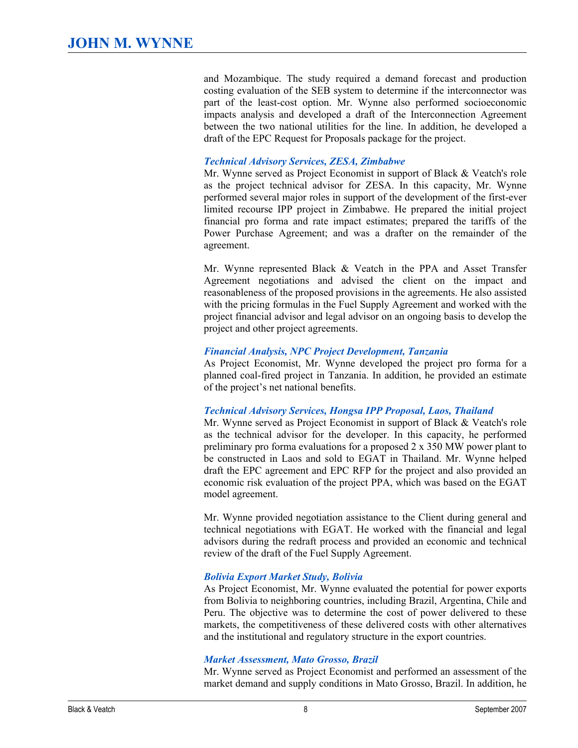and Mozambique. The study required a demand forecast and production costing evaluation of the SEB system to determine if the interconnector was part of the least-cost option. Mr. Wynne also performed socioeconomic impacts analysis and developed a draft of the Interconnection Agreement between the two national utilities for the line. In addition, he developed a draft of the EPC Request for Proposals package for the project.

***Technical Advisory Services, ZESA, Zimbabwe***

Mr. Wynne served as Project Economist in support of Black & Veatch's role as the project technical advisor for ZESA. In this capacity, Mr. Wynne performed several major roles in support of the development of the first-ever limited recourse IPP project in Zimbabwe. He prepared the initial project financial pro forma and rate impact estimates; prepared the tariffs of the Power Purchase Agreement; and was a drafter on the remainder of the agreement.

Mr. Wynne represented Black & Veatch in the PPA and Asset Transfer Agreement negotiations and advised the client on the impact and reasonableness of the proposed provisions in the agreements. He also assisted with the pricing formulas in the Fuel Supply Agreement and worked with the project financial advisor and legal advisor on an ongoing basis to develop the project and other project agreements.

***Financial Analysis, NPC Project Development, Tanzania***

As Project Economist, Mr. Wynne developed the project pro forma for a planned coal-fired project in Tanzania. In addition, he provided an estimate of the project's net national benefits.

***Technical Advisory Services, Hongsa IPP Proposal, Laos, Thailand***

Mr. Wynne served as Project Economist in support of Black & Veatch's role as the technical advisor for the developer. In this capacity, he performed preliminary pro forma evaluations for a proposed 2 x 350 MW power plant to be constructed in Laos and sold to EGAT in Thailand. Mr. Wynne helped draft the EPC agreement and EPC RFP for the project and also provided an economic risk evaluation of the project PPA, which was based on the EGAT model agreement.

Mr. Wynne provided negotiation assistance to the Client during general and technical negotiations with EGAT. He worked with the financial and legal advisors during the redraft process and provided an economic and technical review of the draft of the Fuel Supply Agreement.

***Bolivia Export Market Study, Bolivia***

As Project Economist, Mr. Wynne evaluated the potential for power exports from Bolivia to neighboring countries, including Brazil, Argentina, Chile and Peru. The objective was to determine the cost of power delivered to these markets, the competitiveness of these delivered costs with other alternatives and the institutional and regulatory structure in the export countries.

***Market Assessment, Mato Grosso, Brazil***

Mr. Wynne served as Project Economist and performed an assessment of the market demand and supply conditions in Mato Grosso, Brazil. In addition, he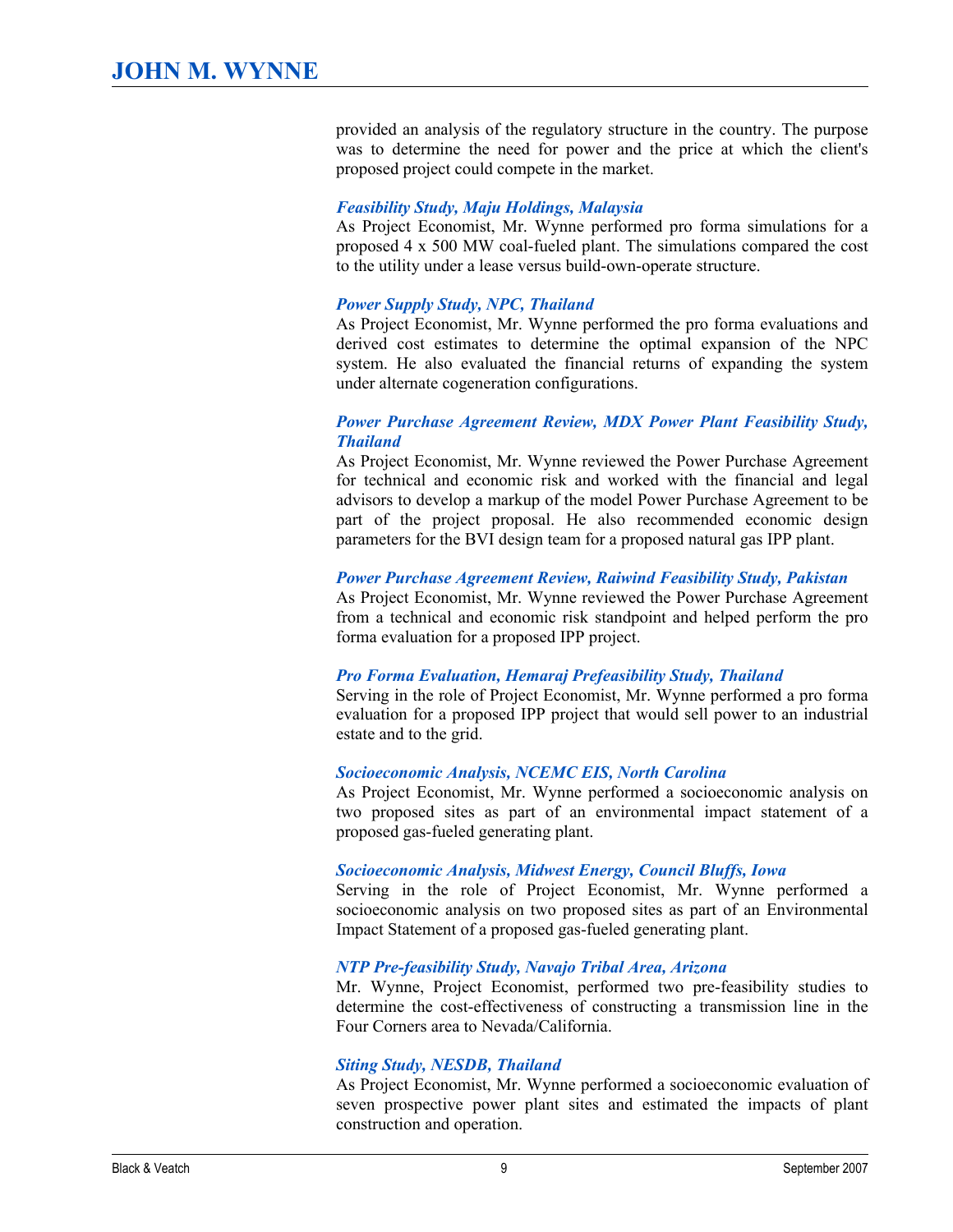provided an analysis of the regulatory structure in the country. The purpose was to determine the need for power and the price at which the client's proposed project could compete in the market.

***Feasibility Study, Maju Holdings, Malaysia***
As Project Economist, Mr. Wynne performed pro forma simulations for a proposed 4 x 500 MW coal-fueled plant. The simulations compared the cost to the utility under a lease versus build-own-operate structure.

***Power Supply Study, NPC, Thailand***
As Project Economist, Mr. Wynne performed the pro forma evaluations and derived cost estimates to determine the optimal expansion of the NPC system. He also evaluated the financial returns of expanding the system under alternate cogeneration configurations.

***Power Purchase Agreement Review, MDX Power Plant Feasibility Study, Thailand***
As Project Economist, Mr. Wynne reviewed the Power Purchase Agreement for technical and economic risk and worked with the financial and legal advisors to develop a markup of the model Power Purchase Agreement to be part of the project proposal. He also recommended economic design parameters for the BVI design team for a proposed natural gas IPP plant.

***Power Purchase Agreement Review, Raiwind Feasibility Study, Pakistan***
As Project Economist, Mr. Wynne reviewed the Power Purchase Agreement from a technical and economic risk standpoint and helped perform the pro forma evaluation for a proposed IPP project.

***Pro Forma Evaluation, Hemaraj Prefeasibility Study, Thailand***
Serving in the role of Project Economist, Mr. Wynne performed a pro forma evaluation for a proposed IPP project that would sell power to an industrial estate and to the grid.

***Socioeconomic Analysis, NCEMC EIS, North Carolina***
As Project Economist, Mr. Wynne performed a socioeconomic analysis on two proposed sites as part of an environmental impact statement of a proposed gas-fueled generating plant.

***Socioeconomic Analysis, Midwest Energy, Council Bluffs, Iowa***
Serving in the role of Project Economist, Mr. Wynne performed a socioeconomic analysis on two proposed sites as part of an Environmental Impact Statement of a proposed gas-fueled generating plant.

***NTP Pre-feasibility Study, Navajo Tribal Area, Arizona***
Mr. Wynne, Project Economist, performed two pre-feasibility studies to determine the cost-effectiveness of constructing a transmission line in the Four Corners area to Nevada/California.

***Siting Study, NESDB, Thailand***
As Project Economist, Mr. Wynne performed a socioeconomic evaluation of seven prospective power plant sites and estimated the impacts of plant construction and operation.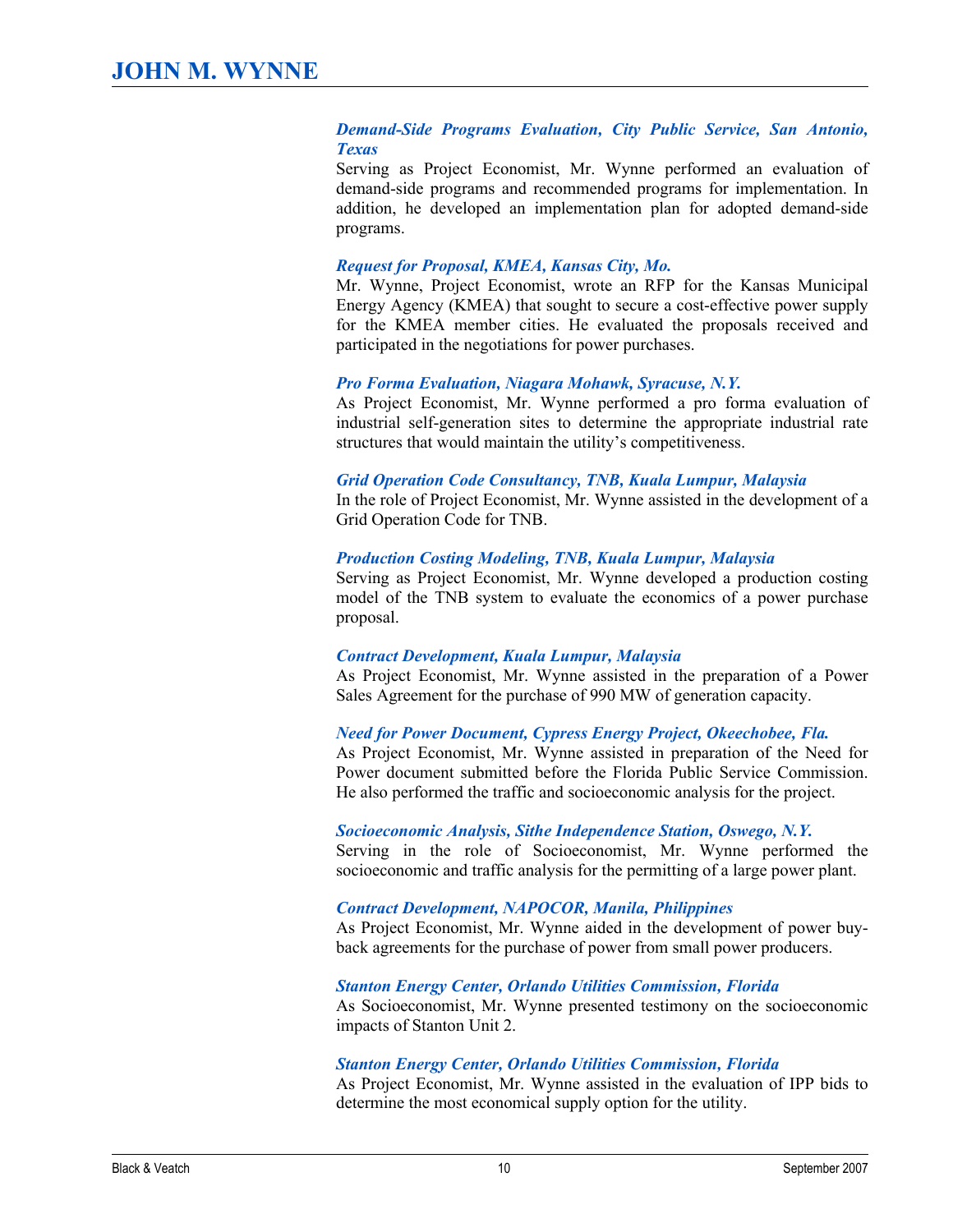# JOHN M. WYNNE

***Demand-Side Programs Evaluation, City Public Service, San Antonio, Texas***

Serving as Project Economist, Mr. Wynne performed an evaluation of demand-side programs and recommended programs for implementation. In addition, he developed an implementation plan for adopted demand-side programs.

***Request for Proposal, KMEA, Kansas City, Mo.***

Mr. Wynne, Project Economist, wrote an RFP for the Kansas Municipal Energy Agency (KMEA) that sought to secure a cost-effective power supply for the KMEA member cities. He evaluated the proposals received and participated in the negotiations for power purchases.

***Pro Forma Evaluation, Niagara Mohawk, Syracuse, N.Y.***

As Project Economist, Mr. Wynne performed a pro forma evaluation of industrial self-generation sites to determine the appropriate industrial rate structures that would maintain the utility's competitiveness.

***Grid Operation Code Consultancy, TNB, Kuala Lumpur, Malaysia***

In the role of Project Economist, Mr. Wynne assisted in the development of a Grid Operation Code for TNB.

***Production Costing Modeling, TNB, Kuala Lumpur, Malaysia***

Serving as Project Economist, Mr. Wynne developed a production costing model of the TNB system to evaluate the economics of a power purchase proposal.

***Contract Development, Kuala Lumpur, Malaysia***

As Project Economist, Mr. Wynne assisted in the preparation of a Power Sales Agreement for the purchase of 990 MW of generation capacity.

***Need for Power Document, Cypress Energy Project, Okeechobee, Fla.***

As Project Economist, Mr. Wynne assisted in preparation of the Need for Power document submitted before the Florida Public Service Commission. He also performed the traffic and socioeconomic analysis for the project.

***Socioeconomic Analysis, Sithe Independence Station, Oswego, N.Y.***

Serving in the role of Socioeconomist, Mr. Wynne performed the socioeconomic and traffic analysis for the permitting of a large power plant.

***Contract Development, NAPOCOR, Manila, Philippines***

As Project Economist, Mr. Wynne aided in the development of power buy-back agreements for the purchase of power from small power producers.

***Stanton Energy Center, Orlando Utilities Commission, Florida***

As Socioeconomist, Mr. Wynne presented testimony on the socioeconomic impacts of Stanton Unit 2.

***Stanton Energy Center, Orlando Utilities Commission, Florida***

As Project Economist, Mr. Wynne assisted in the evaluation of IPP bids to determine the most economical supply option for the utility.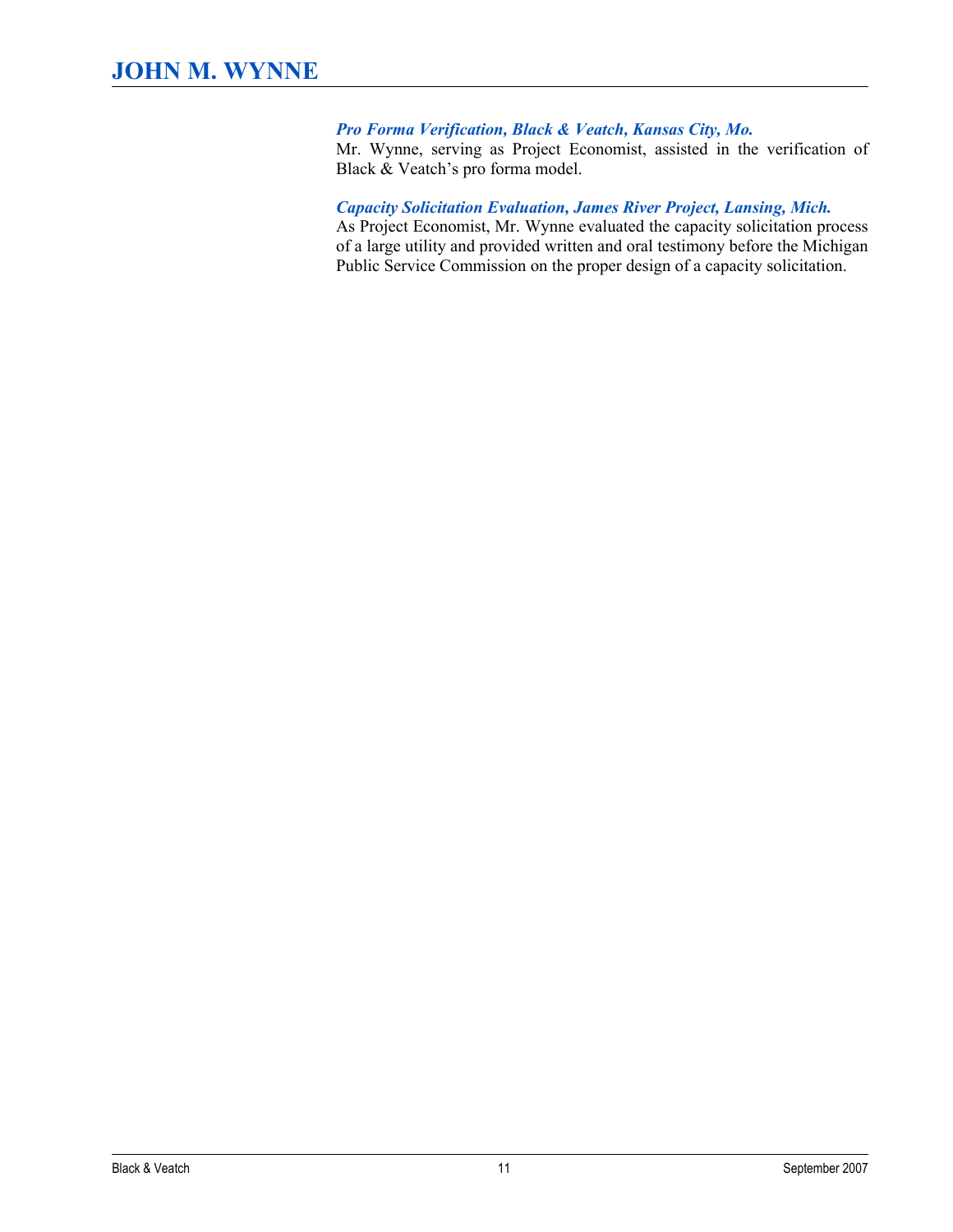***Pro Forma Verification, Black & Veatch, Kansas City, Mo.***

Mr. Wynne, serving as Project Economist, assisted in the verification of Black & Veatch's pro forma model.

***Capacity Solicitation Evaluation, James River Project, Lansing, Mich.***

As Project Economist, Mr. Wynne evaluated the capacity solicitation process of a large utility and provided written and oral testimony before the Michigan Public Service Commission on the proper design of a capacity solicitation.